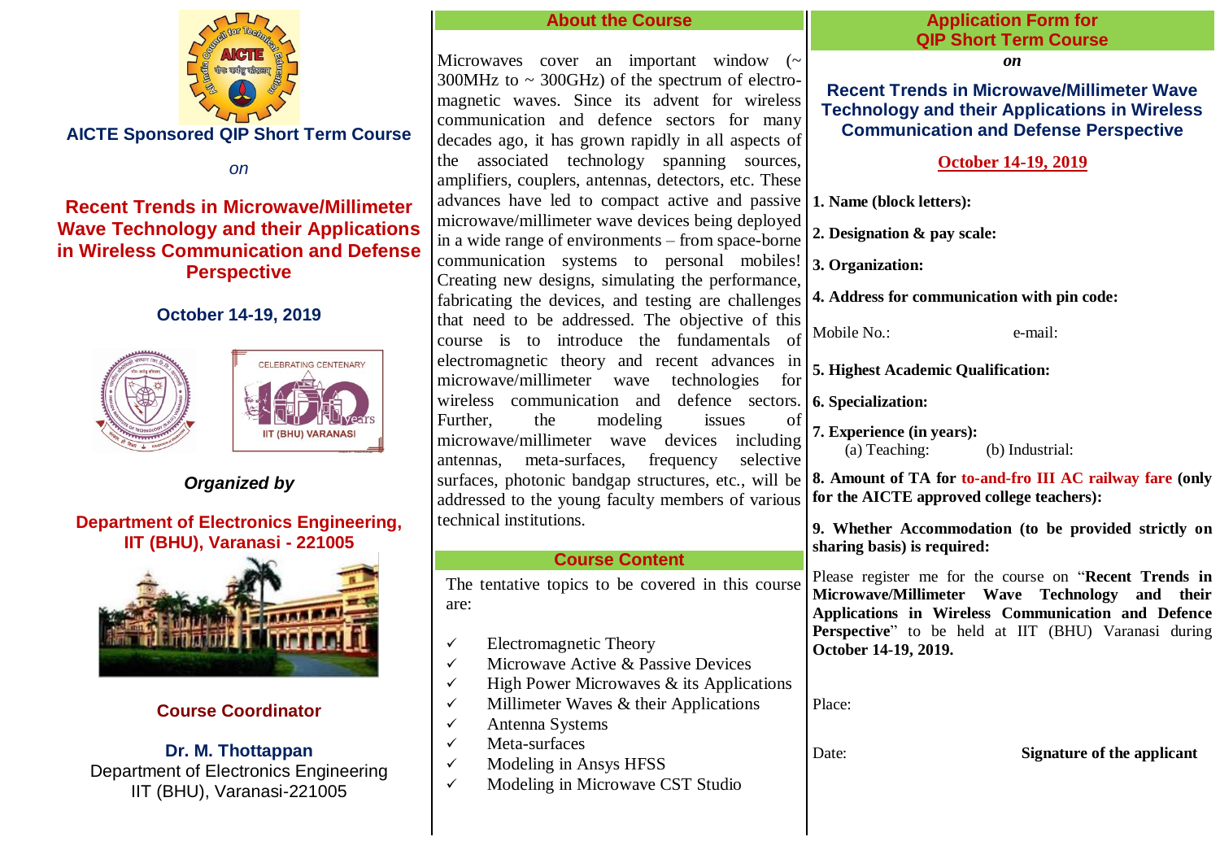AICTE Sponsored QIP Short Term Course

*on*

# Recent Trends in Microwave/Millimeter Wave Technology and their Applications in Wireless Communication and Defense Perspective

**October 14-19, 2019**

*Organized by*

**Department of Electronics Engineering, IIT (BHU), Varanasi - 221005**

**Course Coordinator**

**Dr. M. Thottappan**
Department of Electronics Engineering
IIT (BHU), Varanasi-221005

## About the Course

Microwaves cover an important window (~ 300MHz to ~ 300GHz) of the spectrum of electro-magnetic waves. Since its advent for wireless communication and defence sectors for many decades ago, it has grown rapidly in all aspects of the associated technology spanning sources, amplifiers, couplers, antennas, detectors, etc. These advances have led to compact active and passive microwave/millimeter wave devices being deployed in a wide range of environments – from space-borne communication systems to personal mobiles! Creating new designs, simulating the performance, fabricating the devices, and testing are challenges that need to be addressed. The objective of this course is to introduce the fundamentals of electromagnetic theory and recent advances in microwave/millimeter wave technologies for wireless communication and defence sectors. Further, the modeling issues of microwave/millimeter wave devices including antennas, meta-surfaces, frequency selective surfaces, photonic bandgap structures, etc., will be addressed to the young faculty members of various technical institutions.

## Course Content

The tentative topics to be covered in this course are:

- ✓ Electromagnetic Theory
- ✓ Microwave Active & Passive Devices
- ✓ High Power Microwaves & its Applications
- ✓ Millimeter Waves & their Applications
- ✓ Antenna Systems
- ✓ Meta-surfaces
- ✓ Modeling in Ansys HFSS
- ✓ Modeling in Microwave CST Studio

## Application Form for QIP Short Term Course

***on***

**Recent Trends in Microwave/Millimeter Wave Technology and their Applications in Wireless Communication and Defense Perspective**

**October 14-19, 2019**

**1. Name (block letters):**

**2. Designation & pay scale:**

**3. Organization:**

**4. Address for communication with pin code:**

Mobile No.: e-mail:

**5. Highest Academic Qualification:**

**6. Specialization:**

**7. Experience (in years):**
(a) Teaching: (b) Industrial:

**8. Amount of TA for to-and-fro III AC railway fare (only for the AICTE approved college teachers):**

**9. Whether Accommodation (to be provided strictly on sharing basis) is required:**

Please register me for the course on "**Recent Trends in Microwave/Millimeter Wave Technology and their Applications in Wireless Communication and Defence Perspective**" to be held at IIT (BHU) Varanasi during **October 14-19, 2019.**

Place:

Date: **Signature of the applicant**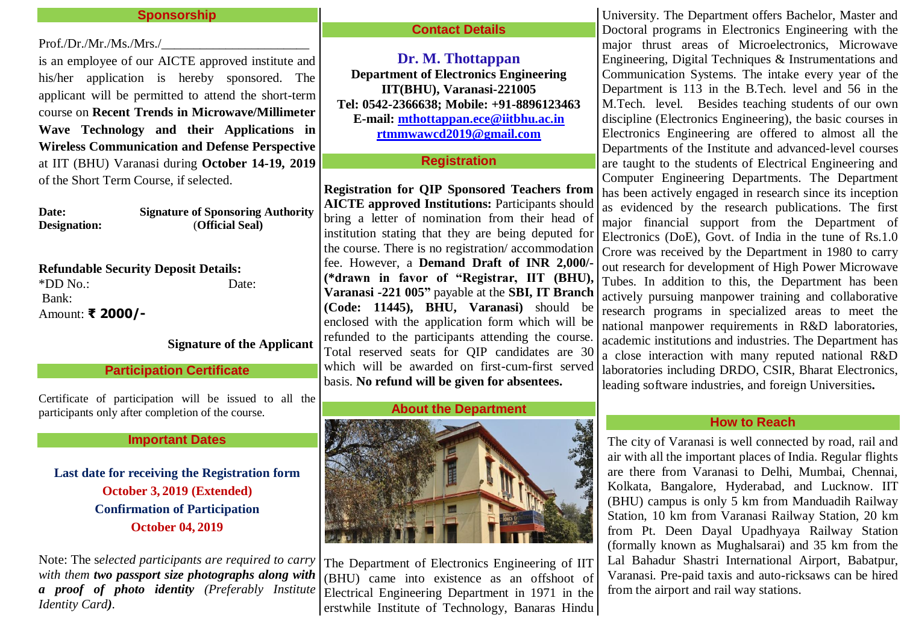## Sponsorship

Prof./Dr./Mr./Ms./Mrs./______________________

is an employee of our AICTE approved institute and his/her application is hereby sponsored. The applicant will be permitted to attend the short-term course on **Recent Trends in Microwave/Millimeter Wave Technology and their Applications in Wireless Communication and Defense Perspective** at IIT (BHU) Varanasi during **October 14-19, 2019** of the Short Term Course, if selected.

**Date:** **Signature of Sponsoring Authority**
**Designation:** (**Official Seal)**

**Refundable Security Deposit Details:**
*DD No.: Date:
Bank:
Amount: **₹ 2000/-**

**Signature of the Applicant**

## Participation Certificate

Certificate of participation will be issued to all the participants only after completion of the course.

## Important Dates

**Last date for receiving the Registration form**
**October 3, 2019 (Extended)**
**Confirmation of Participation**
**October 04, 2019**

Note: The s*elected participants are required to carry with them* ***two passport size photographs along with a proof of photo identity*** *(Preferably Institute Identity Card****)***.

## Contact Details

**Dr. M. Thottappan**
**Department of Electronics Engineering**
**IIT(BHU), Varanasi-221005**
**Tel: 0542-2366638; Mobile: +91-8896123463**
**E-mail: mthottappan.ece@iitbhu.ac.in**
**rtmmwawcd2019@gmail.com**

## Registration

**Registration for QIP Sponsored Teachers from AICTE approved Institutions:** Participants should bring a letter of nomination from their head of institution stating that they are being deputed for the course. There is no registration/ accommodation fee. However, a **Demand Draft of INR 2,000/- (*drawn in favor of "Registrar, IIT (BHU), Varanasi -221 005"** payable at the **SBI, IT Branch (Code: 11445), BHU, Varanasi)** should be enclosed with the application form which will be refunded to the participants attending the course. Total reserved seats for QIP candidates are 30 which will be awarded on first-cum-first served basis. **No refund will be given for absentees.**

## About the Department

The Department of Electronics Engineering of IIT (BHU) came into existence as an offshoot of Electrical Engineering Department in 1971 in the erstwhile Institute of Technology, Banaras Hindu University. The Department offers Bachelor, Master and Doctoral programs in Electronics Engineering with the major thrust areas of Microelectronics, Microwave Engineering, Digital Techniques & Instrumentations and Communication Systems. The intake every year of the Department is 113 in the B.Tech. level and 56 in the M.Tech. level. Besides teaching students of our own discipline (Electronics Engineering), the basic courses in Electronics Engineering are offered to almost all the Departments of the Institute and advanced-level courses are taught to the students of Electrical Engineering and Computer Engineering Departments. The Department has been actively engaged in research since its inception as evidenced by the research publications. The first major financial support from the Department of Electronics (DoE), Govt. of India in the tune of Rs.1.0 Crore was received by the Department in 1980 to carry out research for development of High Power Microwave Tubes. In addition to this, the Department has been actively pursuing manpower training and collaborative research programs in specialized areas to meet the national manpower requirements in R&D laboratories, academic institutions and industries. The Department has a close interaction with many reputed national R&D laboratories including DRDO, CSIR, Bharat Electronics, leading software industries, and foreign Universities**.**

## How to Reach

The city of Varanasi is well connected by road, rail and air with all the important places of India. Regular flights are there from Varanasi to Delhi, Mumbai, Chennai, Kolkata, Bangalore, Hyderabad, and Lucknow. IIT (BHU) campus is only 5 km from Manduadih Railway Station, 10 km from Varanasi Railway Station, 20 km from Pt. Deen Dayal Upadhyaya Railway Station (formally known as Mughalsarai) and 35 km from the Lal Bahadur Shastri International Airport, Babatpur, Varanasi. Pre-paid taxis and auto-ricksaws can be hired from the airport and rail way stations.